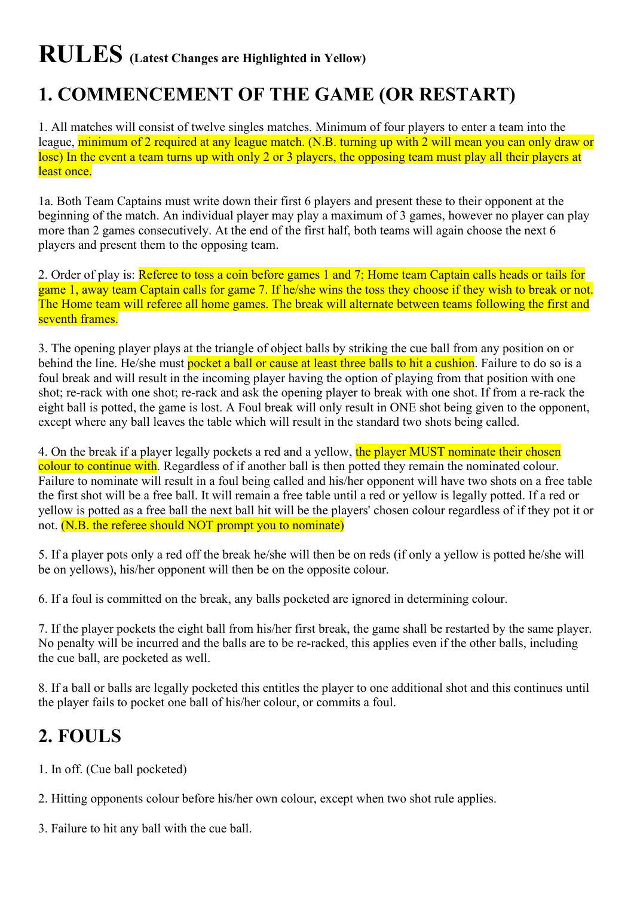# RULES (Latest Changes are Highlighted in Yellow)

## 1. COMMENCEMENT OF THE GAME (OR RESTART)

1. All matches will consist of twelve singles matches. Minimum of four players to enter a team into the league, minimum of 2 required at any league match. (N.B. turning up with 2 will mean you can only draw or lose) In the event a team turns up with only 2 or 3 players, the opposing team must play all their players at least once.

1a. Both Team Captains must write down their first 6 players and present these to their opponent at the beginning of the match. An individual player may play a maximum of 3 games, however no player can play more than 2 games consecutively. At the end of the first half, both teams will again choose the next 6 players and present them to the opposing team.

2. Order of play is: Referee to toss a coin before games 1 and 7; Home team Captain calls heads or tails for game 1, away team Captain calls for game 7. If he/she wins the toss they choose if they wish to break or not. The Home team will referee all home games. The break will alternate between teams following the first and seventh frames.

3. The opening player plays at the triangle of object balls by striking the cue ball from any position on or behind the line. He/she must pocket a ball or cause at least three balls to hit a cushion. Failure to do so is a foul break and will result in the incoming player having the option of playing from that position with one shot; re-rack with one shot; re-rack and ask the opening player to break with one shot. If from a re-rack the eight ball is potted, the game is lost. A Foul break will only result in ONE shot being given to the opponent, except where any ball leaves the table which will result in the standard two shots being called.

4. On the break if a player legally pockets a red and a yellow, the player MUST nominate their chosen colour to continue with. Regardless of if another ball is then potted they remain the nominated colour. Failure to nominate will result in a foul being called and his/her opponent will have two shots on a free table the first shot will be a free ball. It will remain a free table until a red or yellow is legally potted. If a red or yellow is potted as a free ball the next ball hit will be the players' chosen colour regardless of if they pot it or not. (N.B. the referee should NOT prompt you to nominate)

5. If a player pots only a red off the break he/she will then be on reds (if only a yellow is potted he/she will be on yellows), his/her opponent will then be on the opposite colour.

6. If a foul is committed on the break, any balls pocketed are ignored in determining colour.

7. If the player pockets the eight ball from his/her first break, the game shall be restarted by the same player. No penalty will be incurred and the balls are to be re-racked, this applies even if the other balls, including the cue ball, are pocketed as well.

8. If a ball or balls are legally pocketed this entitles the player to one additional shot and this continues until the player fails to pocket one ball of his/her colour, or commits a foul.

## 2. FOULS

1. In off. (Cue ball pocketed)

2. Hitting opponents colour before his/her own colour, except when two shot rule applies.

3. Failure to hit any ball with the cue ball.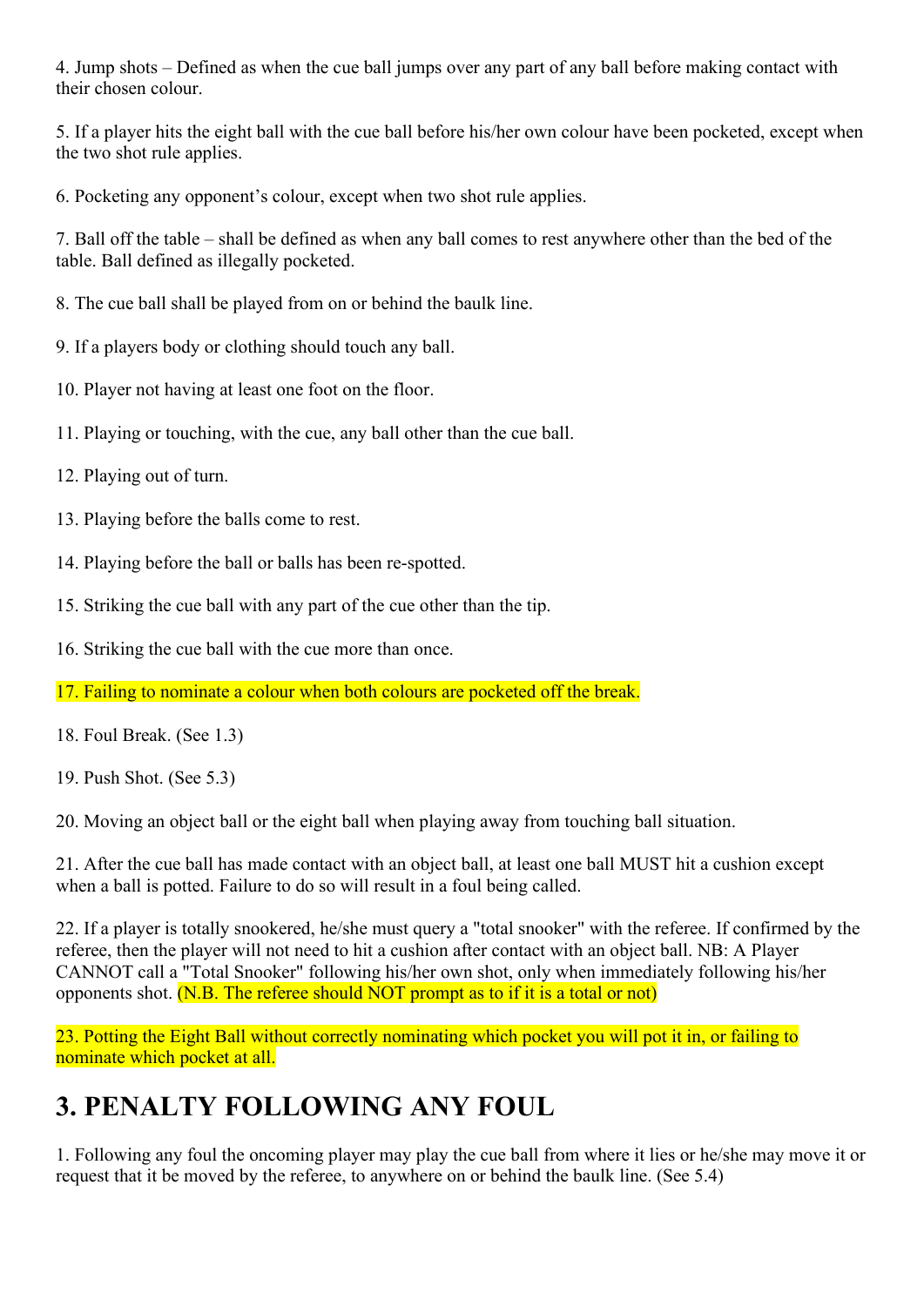4. Jump shots – Defined as when the cue ball jumps over any part of any ball before making contact with their chosen colour.

5. If a player hits the eight ball with the cue ball before his/her own colour have been pocketed, except when the two shot rule applies.

6. Pocketing any opponent's colour, except when two shot rule applies.

7. Ball off the table – shall be defined as when any ball comes to rest anywhere other than the bed of the table. Ball defined as illegally pocketed.

8. The cue ball shall be played from on or behind the baulk line.

9. If a players body or clothing should touch any ball.

10. Player not having at least one foot on the floor.

11. Playing or touching, with the cue, any ball other than the cue ball.

12. Playing out of turn.

13. Playing before the balls come to rest.

14. Playing before the ball or balls has been re-spotted.

15. Striking the cue ball with any part of the cue other than the tip.

16. Striking the cue ball with the cue more than once.

17. Failing to nominate a colour when both colours are pocketed off the break.

18. Foul Break. (See 1.3)

19. Push Shot. (See 5.3)

20. Moving an object ball or the eight ball when playing away from touching ball situation.

21. After the cue ball has made contact with an object ball, at least one ball MUST hit a cushion except when a ball is potted. Failure to do so will result in a foul being called.

22. If a player is totally snookered, he/she must query a "total snooker" with the referee. If confirmed by the referee, then the player will not need to hit a cushion after contact with an object ball. NB: A Player CANNOT call a "Total Snooker" following his/her own shot, only when immediately following his/her opponents shot. (N.B. The referee should NOT prompt as to if it is a total or not)

23. Potting the Eight Ball without correctly nominating which pocket you will pot it in, or failing to nominate which pocket at all.

## 3. PENALTY FOLLOWING ANY FOUL

1. Following any foul the oncoming player may play the cue ball from where it lies or he/she may move it or request that it be moved by the referee, to anywhere on or behind the baulk line. (See 5.4)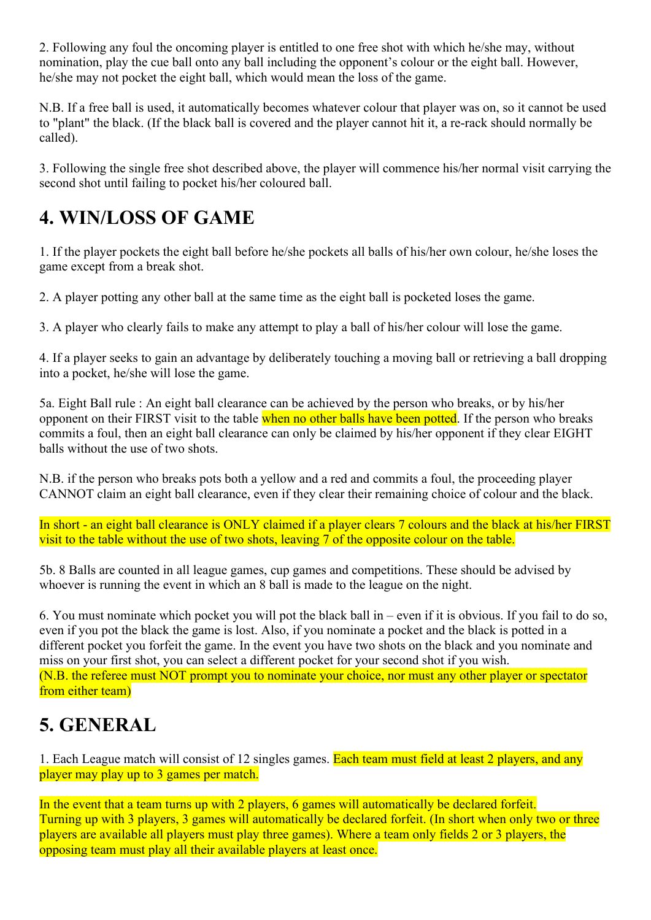2. Following any foul the oncoming player is entitled to one free shot with which he/she may, without nomination, play the cue ball onto any ball including the opponent's colour or the eight ball. However, he/she may not pocket the eight ball, which would mean the loss of the game.

N.B. If a free ball is used, it automatically becomes whatever colour that player was on, so it cannot be used to "plant" the black. (If the black ball is covered and the player cannot hit it, a re-rack should normally be called).

3. Following the single free shot described above, the player will commence his/her normal visit carrying the second shot until failing to pocket his/her coloured ball.

## 4. WIN/LOSS OF GAME

1. If the player pockets the eight ball before he/she pockets all balls of his/her own colour, he/she loses the game except from a break shot.

2. A player potting any other ball at the same time as the eight ball is pocketed loses the game.

3. A player who clearly fails to make any attempt to play a ball of his/her colour will lose the game.

4. If a player seeks to gain an advantage by deliberately touching a moving ball or retrieving a ball dropping into a pocket, he/she will lose the game.

5a. Eight Ball rule : An eight ball clearance can be achieved by the person who breaks, or by his/her opponent on their FIRST visit to the table when no other balls have been potted. If the person who breaks commits a foul, then an eight ball clearance can only be claimed by his/her opponent if they clear EIGHT balls without the use of two shots.

N.B. if the person who breaks pots both a yellow and a red and commits a foul, the proceeding player CANNOT claim an eight ball clearance, even if they clear their remaining choice of colour and the black.

In short - an eight ball clearance is ONLY claimed if a player clears 7 colours and the black at his/her FIRST visit to the table without the use of two shots, leaving 7 of the opposite colour on the table.

5b. 8 Balls are counted in all league games, cup games and competitions. These should be advised by whoever is running the event in which an 8 ball is made to the league on the night.

6. You must nominate which pocket you will pot the black ball in – even if it is obvious. If you fail to do so, even if you pot the black the game is lost. Also, if you nominate a pocket and the black is potted in a different pocket you forfeit the game. In the event you have two shots on the black and you nominate and miss on your first shot, you can select a different pocket for your second shot if you wish.
(N.B. the referee must NOT prompt you to nominate your choice, nor must any other player or spectator from either team)

## 5. GENERAL

1. Each League match will consist of 12 singles games. Each team must field at least 2 players, and any player may play up to 3 games per match.

In the event that a team turns up with 2 players, 6 games will automatically be declared forfeit.
Turning up with 3 players, 3 games will automatically be declared forfeit. (In short when only two or three players are available all players must play three games). Where a team only fields 2 or 3 players, the opposing team must play all their available players at least once.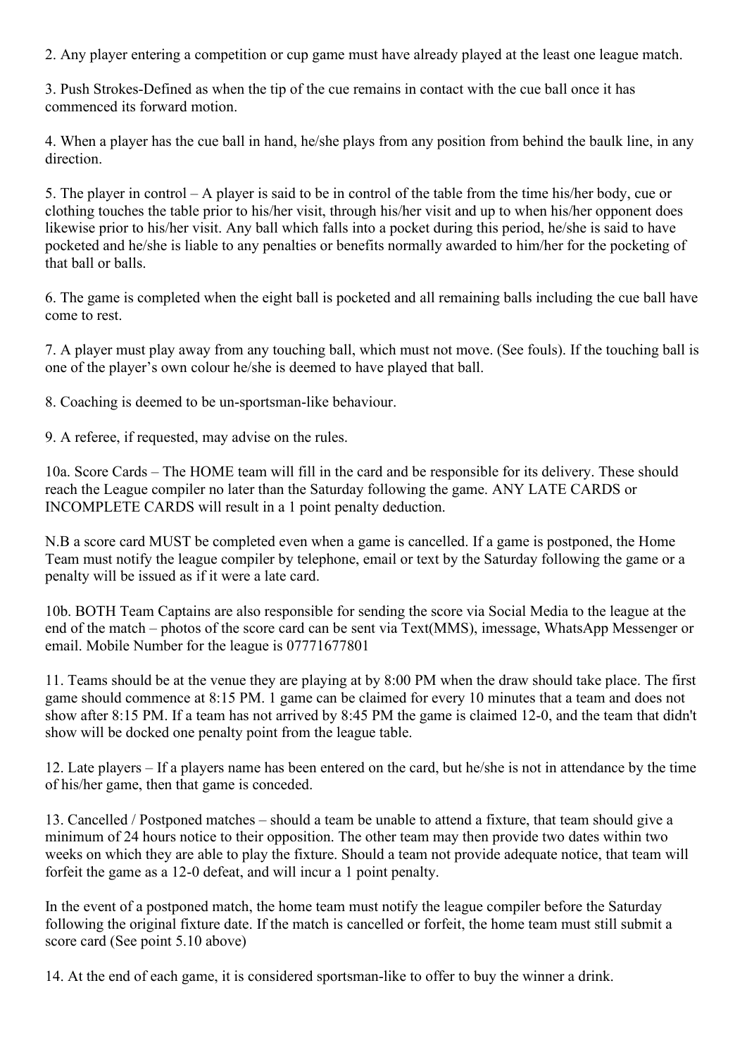2. Any player entering a competition or cup game must have already played at the least one league match.

3. Push Strokes-Defined as when the tip of the cue remains in contact with the cue ball once it has commenced its forward motion.

4. When a player has the cue ball in hand, he/she plays from any position from behind the baulk line, in any direction.

5. The player in control – A player is said to be in control of the table from the time his/her body, cue or clothing touches the table prior to his/her visit, through his/her visit and up to when his/her opponent does likewise prior to his/her visit. Any ball which falls into a pocket during this period, he/she is said to have pocketed and he/she is liable to any penalties or benefits normally awarded to him/her for the pocketing of that ball or balls.

6. The game is completed when the eight ball is pocketed and all remaining balls including the cue ball have come to rest.

7. A player must play away from any touching ball, which must not move. (See fouls). If the touching ball is one of the player's own colour he/she is deemed to have played that ball.

8. Coaching is deemed to be un-sportsman-like behaviour.

9. A referee, if requested, may advise on the rules.

10a. Score Cards – The HOME team will fill in the card and be responsible for its delivery. These should reach the League compiler no later than the Saturday following the game. ANY LATE CARDS or INCOMPLETE CARDS will result in a 1 point penalty deduction.

N.B a score card MUST be completed even when a game is cancelled. If a game is postponed, the Home Team must notify the league compiler by telephone, email or text by the Saturday following the game or a penalty will be issued as if it were a late card.

10b. BOTH Team Captains are also responsible for sending the score via Social Media to the league at the end of the match – photos of the score card can be sent via Text(MMS), imessage, WhatsApp Messenger or email. Mobile Number for the league is 07771677801

11. Teams should be at the venue they are playing at by 8:00 PM when the draw should take place. The first game should commence at 8:15 PM. 1 game can be claimed for every 10 minutes that a team and does not show after 8:15 PM. If a team has not arrived by 8:45 PM the game is claimed 12-0, and the team that didn't show will be docked one penalty point from the league table.

12. Late players – If a players name has been entered on the card, but he/she is not in attendance by the time of his/her game, then that game is conceded.

13. Cancelled / Postponed matches – should a team be unable to attend a fixture, that team should give a minimum of 24 hours notice to their opposition. The other team may then provide two dates within two weeks on which they are able to play the fixture. Should a team not provide adequate notice, that team will forfeit the game as a 12-0 defeat, and will incur a 1 point penalty.

In the event of a postponed match, the home team must notify the league compiler before the Saturday following the original fixture date. If the match is cancelled or forfeit, the home team must still submit a score card (See point 5.10 above)

14. At the end of each game, it is considered sportsman-like to offer to buy the winner a drink.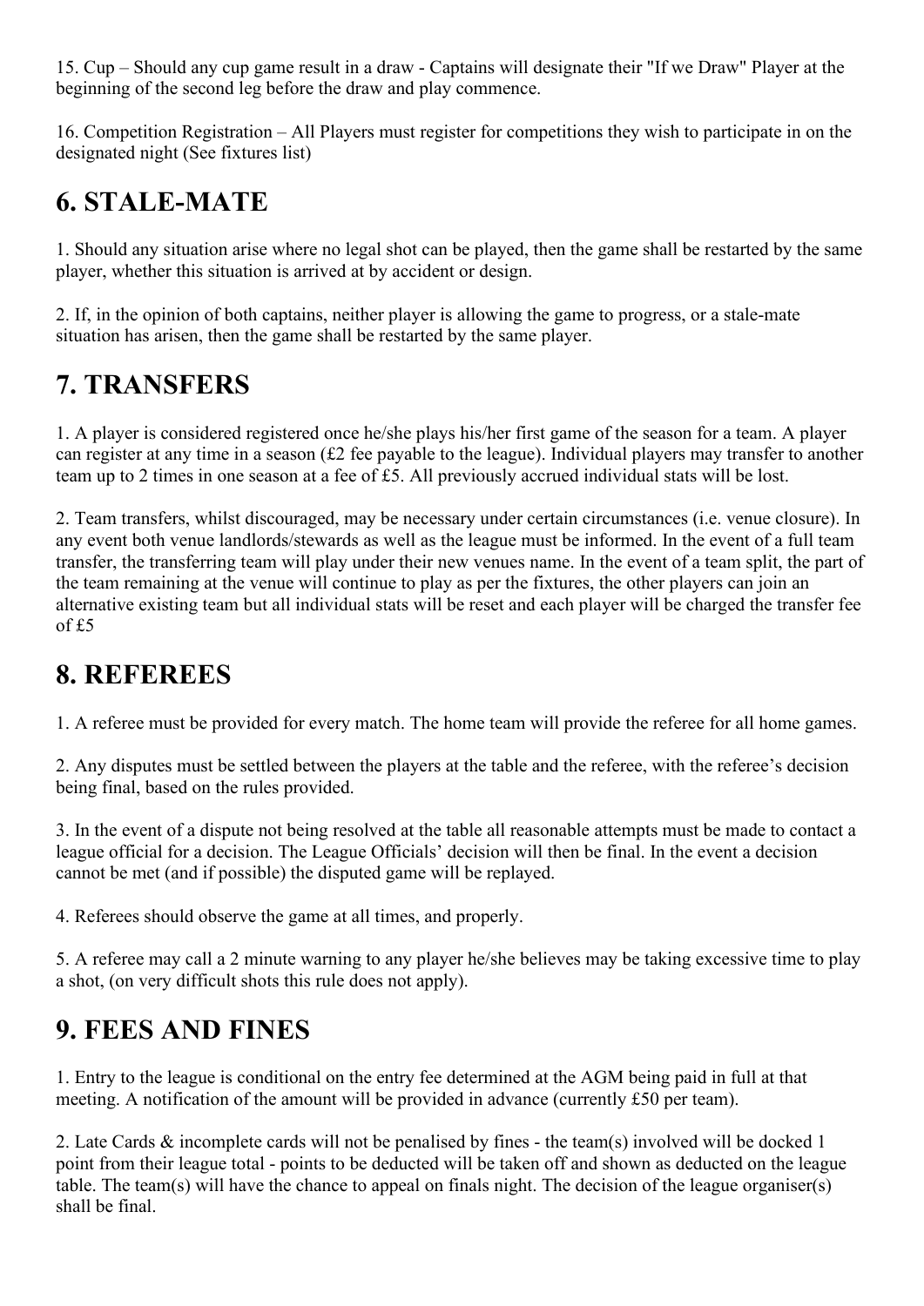15. Cup – Should any cup game result in a draw - Captains will designate their "If we Draw" Player at the beginning of the second leg before the draw and play commence.

16. Competition Registration – All Players must register for competitions they wish to participate in on the designated night (See fixtures list)

## 6. STALE-MATE

1. Should any situation arise where no legal shot can be played, then the game shall be restarted by the same player, whether this situation is arrived at by accident or design.

2. If, in the opinion of both captains, neither player is allowing the game to progress, or a stale-mate situation has arisen, then the game shall be restarted by the same player.

## 7. TRANSFERS

1. A player is considered registered once he/she plays his/her first game of the season for a team. A player can register at any time in a season (£2 fee payable to the league). Individual players may transfer to another team up to 2 times in one season at a fee of £5. All previously accrued individual stats will be lost.

2. Team transfers, whilst discouraged, may be necessary under certain circumstances (i.e. venue closure). In any event both venue landlords/stewards as well as the league must be informed. In the event of a full team transfer, the transferring team will play under their new venues name. In the event of a team split, the part of the team remaining at the venue will continue to play as per the fixtures, the other players can join an alternative existing team but all individual stats will be reset and each player will be charged the transfer fee of £5

## 8. REFEREES

1. A referee must be provided for every match. The home team will provide the referee for all home games.

2. Any disputes must be settled between the players at the table and the referee, with the referee's decision being final, based on the rules provided.

3. In the event of a dispute not being resolved at the table all reasonable attempts must be made to contact a league official for a decision. The League Officials' decision will then be final. In the event a decision cannot be met (and if possible) the disputed game will be replayed.

4. Referees should observe the game at all times, and properly.

5. A referee may call a 2 minute warning to any player he/she believes may be taking excessive time to play a shot, (on very difficult shots this rule does not apply).

## 9. FEES AND FINES

1. Entry to the league is conditional on the entry fee determined at the AGM being paid in full at that meeting. A notification of the amount will be provided in advance (currently £50 per team).

2. Late Cards & incomplete cards will not be penalised by fines - the team(s) involved will be docked 1 point from their league total - points to be deducted will be taken off and shown as deducted on the league table. The team(s) will have the chance to appeal on finals night. The decision of the league organiser(s) shall be final.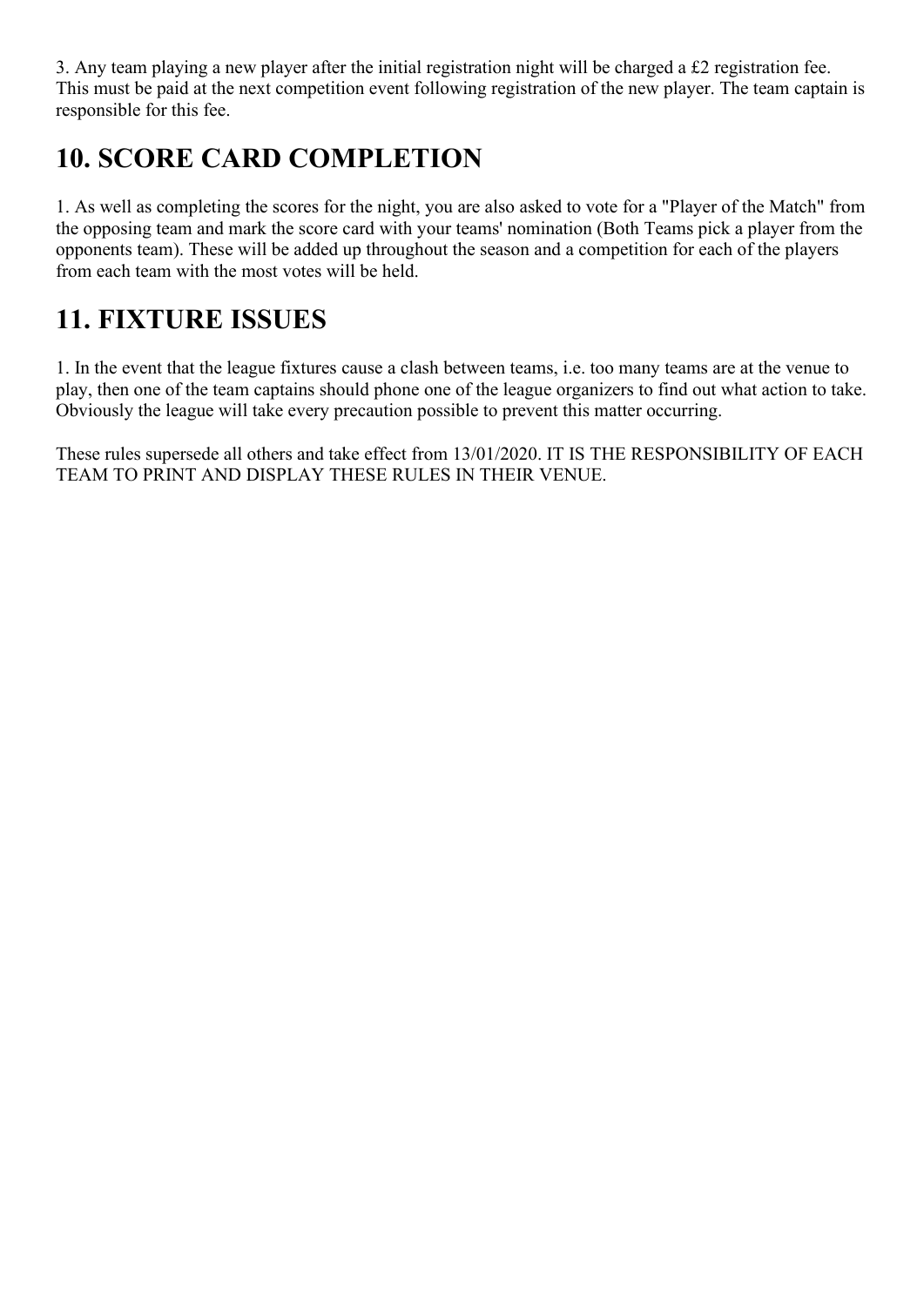3. Any team playing a new player after the initial registration night will be charged a £2 registration fee. This must be paid at the next competition event following registration of the new player. The team captain is responsible for this fee.

## 10. SCORE CARD COMPLETION

1. As well as completing the scores for the night, you are also asked to vote for a "Player of the Match" from the opposing team and mark the score card with your teams' nomination (Both Teams pick a player from the opponents team). These will be added up throughout the season and a competition for each of the players from each team with the most votes will be held.

## 11. FIXTURE ISSUES

1. In the event that the league fixtures cause a clash between teams, i.e. too many teams are at the venue to play, then one of the team captains should phone one of the league organizers to find out what action to take. Obviously the league will take every precaution possible to prevent this matter occurring.

These rules supersede all others and take effect from 13/01/2020. IT IS THE RESPONSIBILITY OF EACH TEAM TO PRINT AND DISPLAY THESE RULES IN THEIR VENUE.